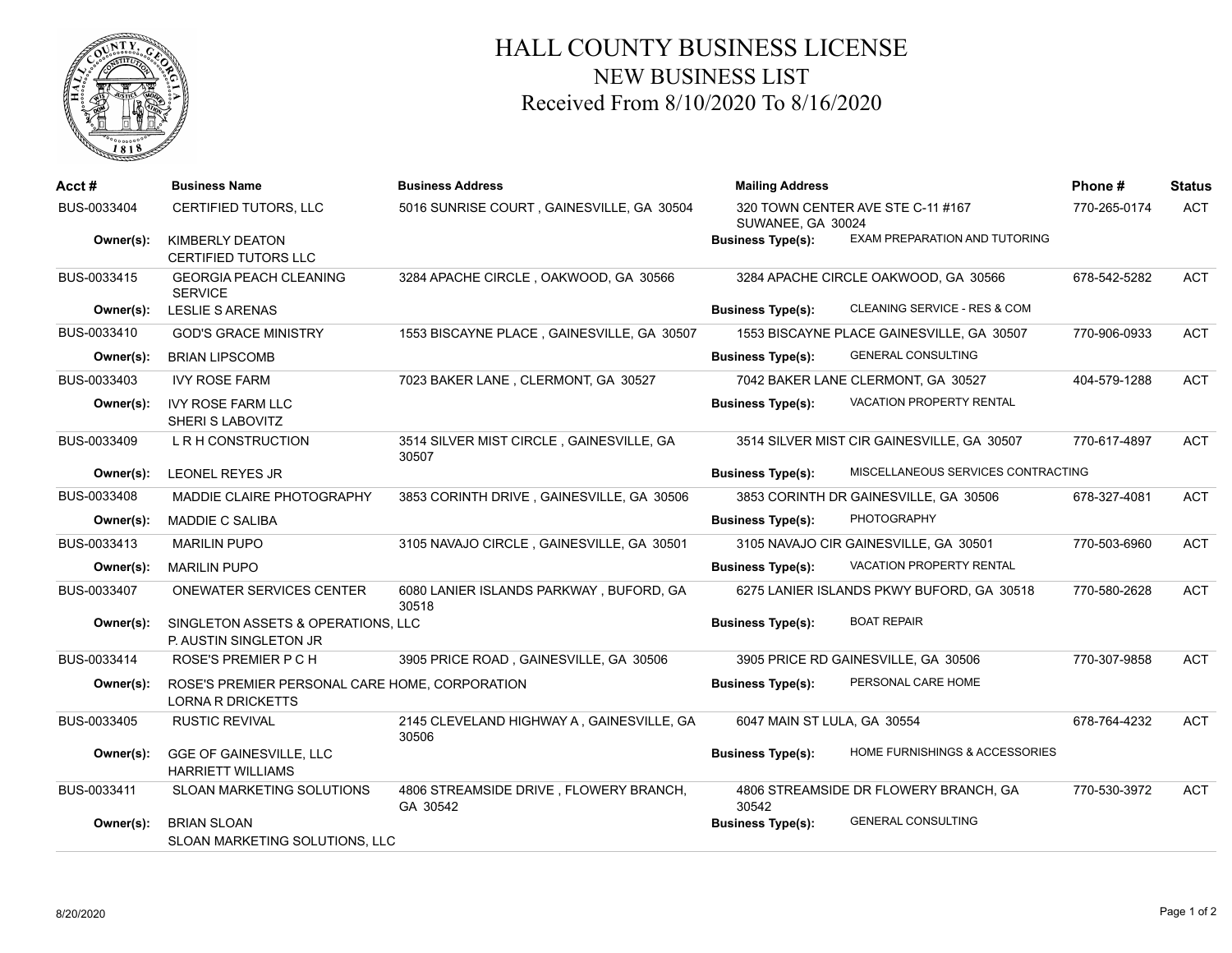# HALL COUNTY BUSINESS LICENSE
## NEW BUSINESS LIST
### Received From 8/10/2020 To 8/16/2020

| Acct # | Business Name | Business Address | Mailing Address | | Phone # | Status |
|---|---|---|---|---|---|---|
| BUS-0033404 | CERTIFIED TUTORS, LLC | 5016 SUNRISE COURT , GAINESVILLE, GA 30504 | 320 TOWN CENTER AVE STE C-11 #167 SUWANEE, GA 30024 | | 770-265-0174 | ACT |
| **Owner(s):** | KIMBERLY DEATON<br>CERTIFIED TUTORS LLC | | **Business Type(s):** | EXAM PREPARATION AND TUTORING | | |
| BUS-0033415 | GEORGIA PEACH CLEANING SERVICE | 3284 APACHE CIRCLE , OAKWOOD, GA 30566 | 3284 APACHE CIRCLE OAKWOOD, GA 30566 | | 678-542-5282 | ACT |
| **Owner(s):** | LESLIE S ARENAS | | **Business Type(s):** | CLEANING SERVICE - RES & COM | | |
| BUS-0033410 | GOD'S GRACE MINISTRY | 1553 BISCAYNE PLACE , GAINESVILLE, GA 30507 | 1553 BISCAYNE PLACE GAINESVILLE, GA 30507 | | 770-906-0933 | ACT |
| **Owner(s):** | BRIAN LIPSCOMB | | **Business Type(s):** | GENERAL CONSULTING | | |
| BUS-0033403 | IVY ROSE FARM | 7023 BAKER LANE , CLERMONT, GA 30527 | 7042 BAKER LANE CLERMONT, GA 30527 | | 404-579-1288 | ACT |
| **Owner(s):** | IVY ROSE FARM LLC<br>SHERI S LABOVITZ | | **Business Type(s):** | VACATION PROPERTY RENTAL | | |
| BUS-0033409 | L R H CONSTRUCTION | 3514 SILVER MIST CIRCLE , GAINESVILLE, GA 30507 | 3514 SILVER MIST CIR GAINESVILLE, GA 30507 | | 770-617-4897 | ACT |
| **Owner(s):** | LEONEL REYES JR | | **Business Type(s):** | MISCELLANEOUS SERVICES CONTRACTING | | |
| BUS-0033408 | MADDIE CLAIRE PHOTOGRAPHY | 3853 CORINTH DRIVE , GAINESVILLE, GA 30506 | 3853 CORINTH DR GAINESVILLE, GA 30506 | | 678-327-4081 | ACT |
| **Owner(s):** | MADDIE C SALIBA | | **Business Type(s):** | PHOTOGRAPHY | | |
| BUS-0033413 | MARILIN PUPO | 3105 NAVAJO CIRCLE , GAINESVILLE, GA 30501 | 3105 NAVAJO CIR GAINESVILLE, GA 30501 | | 770-503-6960 | ACT |
| **Owner(s):** | MARILIN PUPO | | **Business Type(s):** | VACATION PROPERTY RENTAL | | |
| BUS-0033407 | ONEWATER SERVICES CENTER | 6080 LANIER ISLANDS PARKWAY , BUFORD, GA 30518 | 6275 LANIER ISLANDS PKWY BUFORD, GA 30518 | | 770-580-2628 | ACT |
| **Owner(s):** | SINGLETON ASSETS & OPERATIONS, LLC<br>P. AUSTIN SINGLETON JR | | **Business Type(s):** | BOAT REPAIR | | |
| BUS-0033414 | ROSE'S PREMIER P C H | 3905 PRICE ROAD , GAINESVILLE, GA 30506 | 3905 PRICE RD GAINESVILLE, GA 30506 | | 770-307-9858 | ACT |
| **Owner(s):** | ROSE'S PREMIER PERSONAL CARE HOME, CORPORATION<br>LORNA R DRICKETTS | | **Business Type(s):** | PERSONAL CARE HOME | | |
| BUS-0033405 | RUSTIC REVIVAL | 2145 CLEVELAND HIGHWAY A , GAINESVILLE, GA 30506 | 6047 MAIN ST LULA, GA 30554 | | 678-764-4232 | ACT |
| **Owner(s):** | GGE OF GAINESVILLE, LLC<br>HARRIETT WILLIAMS | | **Business Type(s):** | HOME FURNISHINGS & ACCESSORIES | | |
| BUS-0033411 | SLOAN MARKETING SOLUTIONS | 4806 STREAMSIDE DRIVE , FLOWERY BRANCH, GA 30542 | 4806 STREAMSIDE DR FLOWERY BRANCH, GA 30542 | | 770-530-3972 | ACT |
| **Owner(s):** | BRIAN SLOAN<br>SLOAN MARKETING SOLUTIONS, LLC | | **Business Type(s):** | GENERAL CONSULTING | | |

8/20/2020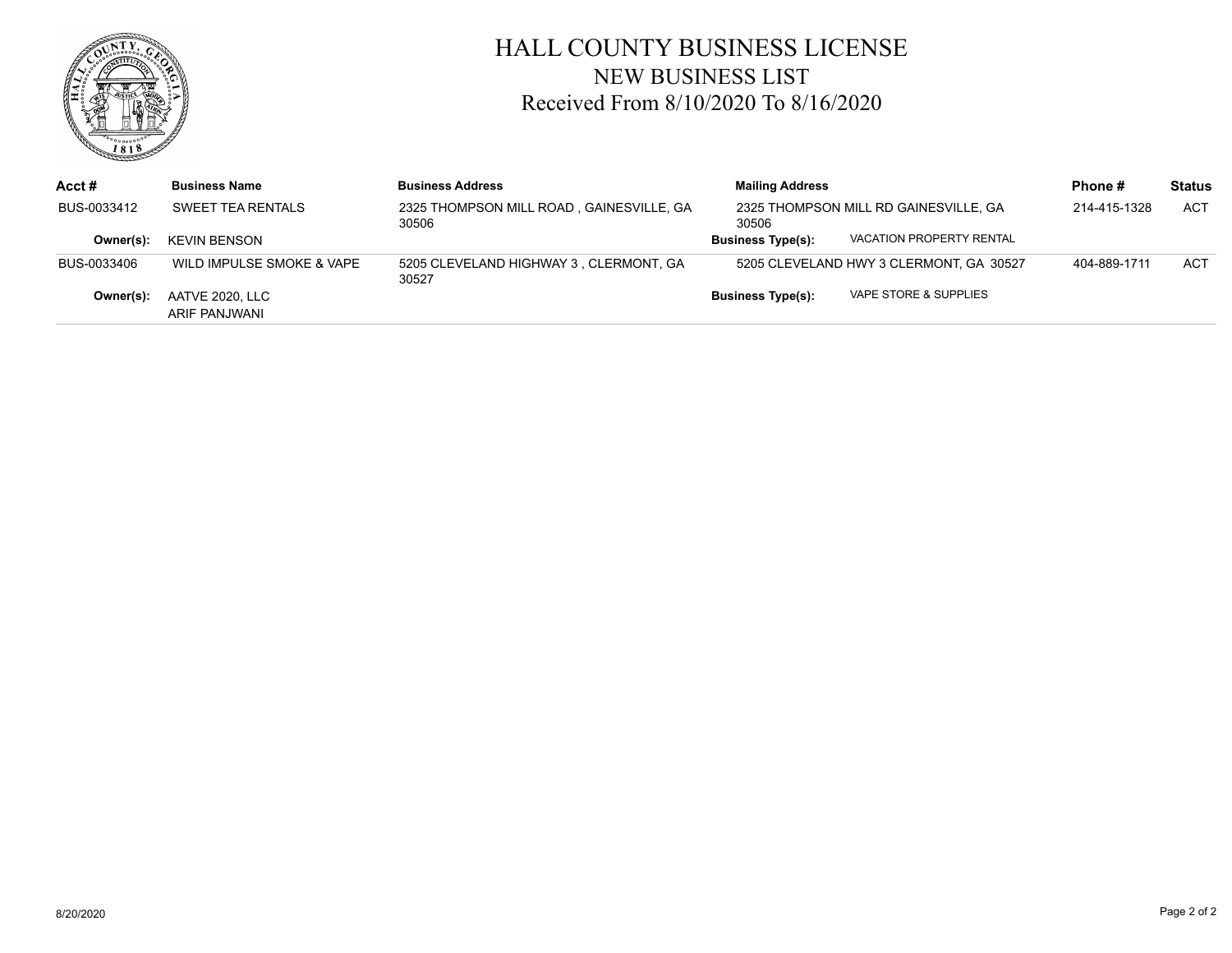# HALL COUNTY BUSINESS LICENSE

## NEW BUSINESS LIST

## Received From 8/10/2020 To 8/16/2020

| Acct # | Business Name | Business Address | Mailing Address | | Phone # | Status |
|---|---|---|---|---|---|---|
| BUS-0033412 | SWEET TEA RENTALS | 2325 THOMPSON MILL ROAD , GAINESVILLE, GA 30506 | 2325 THOMPSON MILL RD GAINESVILLE, GA 30506 | | 214-415-1328 | ACT |
| **Owner(s):** | KEVIN BENSON | | **Business Type(s):** | VACATION PROPERTY RENTAL | | |
| BUS-0033406 | WILD IMPULSE SMOKE & VAPE | 5205 CLEVELAND HIGHWAY 3 , CLERMONT, GA 30527 | 5205 CLEVELAND HWY 3 CLERMONT, GA 30527 | | 404-889-1711 | ACT |
| **Owner(s):** | AATVE 2020, LLC<br>ARIF PANJWANI | | **Business Type(s):** | VAPE STORE & SUPPLIES | | |

8/20/2020